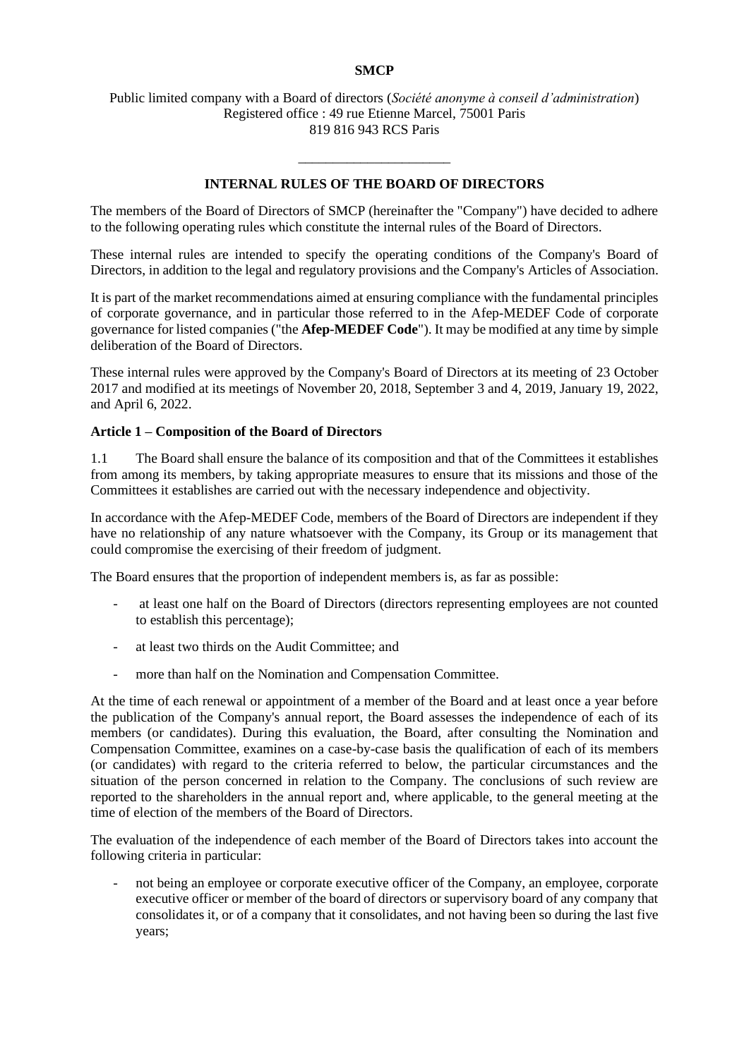**SMCP**

Public limited company with a Board of directors (*Société anonyme à conseil d'administration*)
Registered office : 49 rue Etienne Marcel, 75001 Paris
819 816 943 RCS Paris

______________________

# INTERNAL RULES OF THE BOARD OF DIRECTORS

The members of the Board of Directors of SMCP (hereinafter the "Company") have decided to adhere to the following operating rules which constitute the internal rules of the Board of Directors.

These internal rules are intended to specify the operating conditions of the Company's Board of Directors, in addition to the legal and regulatory provisions and the Company's Articles of Association.

It is part of the market recommendations aimed at ensuring compliance with the fundamental principles of corporate governance, and in particular those referred to in the Afep-MEDEF Code of corporate governance for listed companies ("the **Afep-MEDEF Code**"). It may be modified at any time by simple deliberation of the Board of Directors.

These internal rules were approved by the Company's Board of Directors at its meeting of 23 October 2017 and modified at its meetings of November 20, 2018, September 3 and 4, 2019, January 19, 2022, and April 6, 2022.

## Article 1 – Composition of the Board of Directors

1.1 The Board shall ensure the balance of its composition and that of the Committees it establishes from among its members, by taking appropriate measures to ensure that its missions and those of the Committees it establishes are carried out with the necessary independence and objectivity.

In accordance with the Afep-MEDEF Code, members of the Board of Directors are independent if they have no relationship of any nature whatsoever with the Company, its Group or its management that could compromise the exercising of their freedom of judgment.

The Board ensures that the proportion of independent members is, as far as possible:

- at least one half on the Board of Directors (directors representing employees are not counted to establish this percentage);
- at least two thirds on the Audit Committee; and
- more than half on the Nomination and Compensation Committee.

At the time of each renewal or appointment of a member of the Board and at least once a year before the publication of the Company's annual report, the Board assesses the independence of each of its members (or candidates). During this evaluation, the Board, after consulting the Nomination and Compensation Committee, examines on a case-by-case basis the qualification of each of its members (or candidates) with regard to the criteria referred to below, the particular circumstances and the situation of the person concerned in relation to the Company. The conclusions of such review are reported to the shareholders in the annual report and, where applicable, to the general meeting at the time of election of the members of the Board of Directors.

The evaluation of the independence of each member of the Board of Directors takes into account the following criteria in particular:

- not being an employee or corporate executive officer of the Company, an employee, corporate executive officer or member of the board of directors or supervisory board of any company that consolidates it, or of a company that it consolidates, and not having been so during the last five years;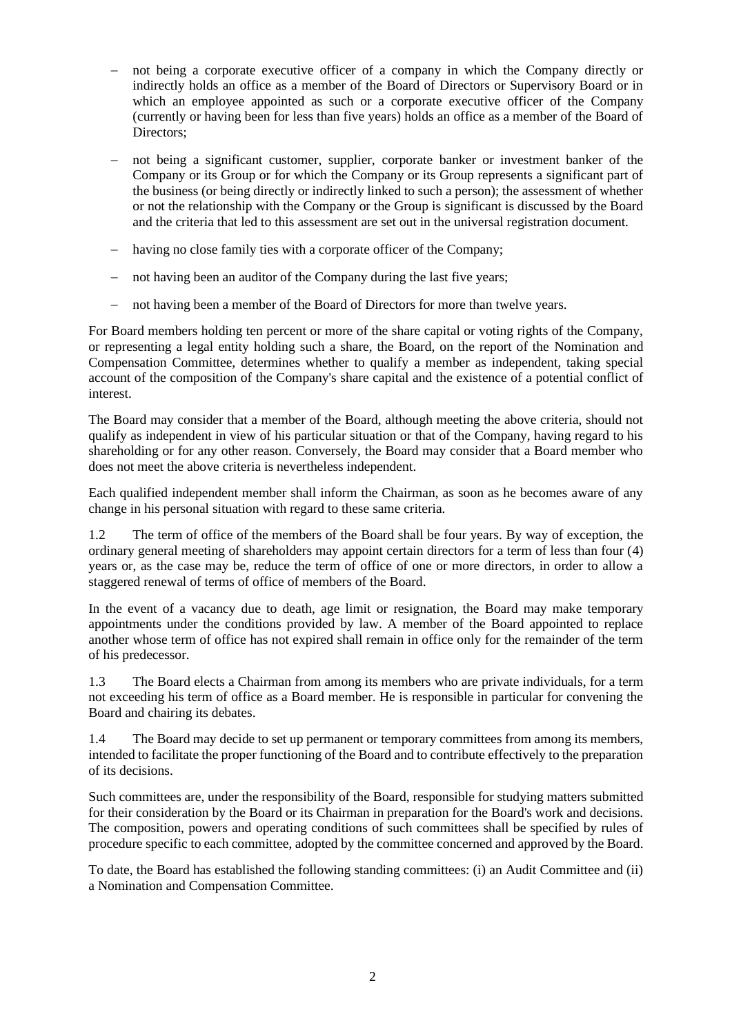- not being a corporate executive officer of a company in which the Company directly or indirectly holds an office as a member of the Board of Directors or Supervisory Board or in which an employee appointed as such or a corporate executive officer of the Company (currently or having been for less than five years) holds an office as a member of the Board of Directors;
- not being a significant customer, supplier, corporate banker or investment banker of the Company or its Group or for which the Company or its Group represents a significant part of the business (or being directly or indirectly linked to such a person); the assessment of whether or not the relationship with the Company or the Group is significant is discussed by the Board and the criteria that led to this assessment are set out in the universal registration document.
- having no close family ties with a corporate officer of the Company;
- not having been an auditor of the Company during the last five years;
- not having been a member of the Board of Directors for more than twelve years.

For Board members holding ten percent or more of the share capital or voting rights of the Company, or representing a legal entity holding such a share, the Board, on the report of the Nomination and Compensation Committee, determines whether to qualify a member as independent, taking special account of the composition of the Company's share capital and the existence of a potential conflict of interest.

The Board may consider that a member of the Board, although meeting the above criteria, should not qualify as independent in view of his particular situation or that of the Company, having regard to his shareholding or for any other reason. Conversely, the Board may consider that a Board member who does not meet the above criteria is nevertheless independent.

Each qualified independent member shall inform the Chairman, as soon as he becomes aware of any change in his personal situation with regard to these same criteria.

1.2 The term of office of the members of the Board shall be four years. By way of exception, the ordinary general meeting of shareholders may appoint certain directors for a term of less than four (4) years or, as the case may be, reduce the term of office of one or more directors, in order to allow a staggered renewal of terms of office of members of the Board.

In the event of a vacancy due to death, age limit or resignation, the Board may make temporary appointments under the conditions provided by law. A member of the Board appointed to replace another whose term of office has not expired shall remain in office only for the remainder of the term of his predecessor.

1.3 The Board elects a Chairman from among its members who are private individuals, for a term not exceeding his term of office as a Board member. He is responsible in particular for convening the Board and chairing its debates.

1.4 The Board may decide to set up permanent or temporary committees from among its members, intended to facilitate the proper functioning of the Board and to contribute effectively to the preparation of its decisions.

Such committees are, under the responsibility of the Board, responsible for studying matters submitted for their consideration by the Board or its Chairman in preparation for the Board's work and decisions. The composition, powers and operating conditions of such committees shall be specified by rules of procedure specific to each committee, adopted by the committee concerned and approved by the Board.

To date, the Board has established the following standing committees: (i) an Audit Committee and (ii) a Nomination and Compensation Committee.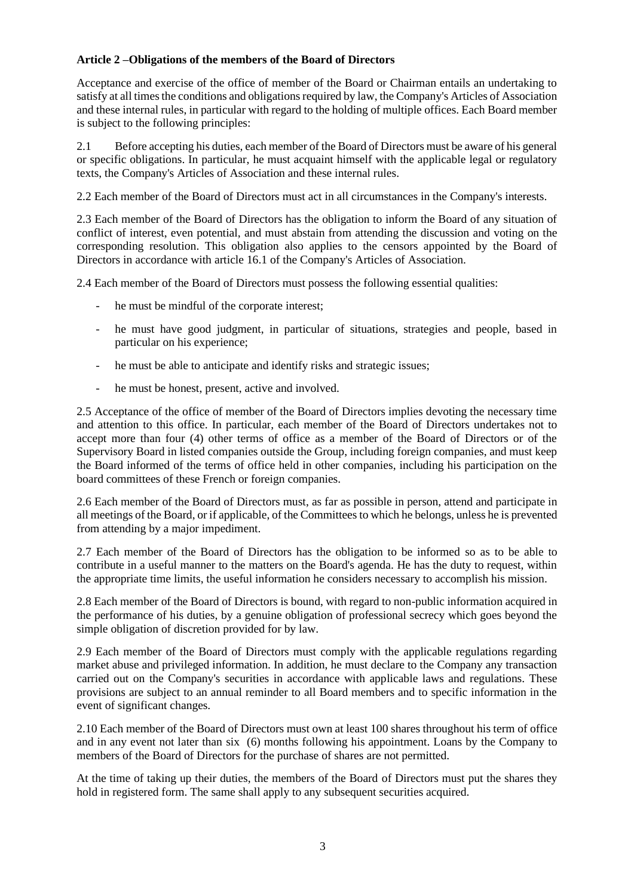**Article 2 –Obligations of the members of the Board of Directors**

Acceptance and exercise of the office of member of the Board or Chairman entails an undertaking to satisfy at all times the conditions and obligations required by law, the Company's Articles of Association and these internal rules, in particular with regard to the holding of multiple offices. Each Board member is subject to the following principles:

2.1 Before accepting his duties, each member of the Board of Directors must be aware of his general or specific obligations. In particular, he must acquaint himself with the applicable legal or regulatory texts, the Company's Articles of Association and these internal rules.

2.2 Each member of the Board of Directors must act in all circumstances in the Company's interests.

2.3 Each member of the Board of Directors has the obligation to inform the Board of any situation of conflict of interest, even potential, and must abstain from attending the discussion and voting on the corresponding resolution. This obligation also applies to the censors appointed by the Board of Directors in accordance with article 16.1 of the Company's Articles of Association.

2.4 Each member of the Board of Directors must possess the following essential qualities:

- he must be mindful of the corporate interest;
- he must have good judgment, in particular of situations, strategies and people, based in particular on his experience;
- he must be able to anticipate and identify risks and strategic issues;
- he must be honest, present, active and involved.

2.5 Acceptance of the office of member of the Board of Directors implies devoting the necessary time and attention to this office. In particular, each member of the Board of Directors undertakes not to accept more than four (4) other terms of office as a member of the Board of Directors or of the Supervisory Board in listed companies outside the Group, including foreign companies, and must keep the Board informed of the terms of office held in other companies, including his participation on the board committees of these French or foreign companies.

2.6 Each member of the Board of Directors must, as far as possible in person, attend and participate in all meetings of the Board, or if applicable, of the Committees to which he belongs, unless he is prevented from attending by a major impediment.

2.7 Each member of the Board of Directors has the obligation to be informed so as to be able to contribute in a useful manner to the matters on the Board's agenda. He has the duty to request, within the appropriate time limits, the useful information he considers necessary to accomplish his mission.

2.8 Each member of the Board of Directors is bound, with regard to non-public information acquired in the performance of his duties, by a genuine obligation of professional secrecy which goes beyond the simple obligation of discretion provided for by law.

2.9 Each member of the Board of Directors must comply with the applicable regulations regarding market abuse and privileged information. In addition, he must declare to the Company any transaction carried out on the Company's securities in accordance with applicable laws and regulations. These provisions are subject to an annual reminder to all Board members and to specific information in the event of significant changes.

2.10 Each member of the Board of Directors must own at least 100 shares throughout his term of office and in any event not later than six (6) months following his appointment. Loans by the Company to members of the Board of Directors for the purchase of shares are not permitted.

At the time of taking up their duties, the members of the Board of Directors must put the shares they hold in registered form. The same shall apply to any subsequent securities acquired.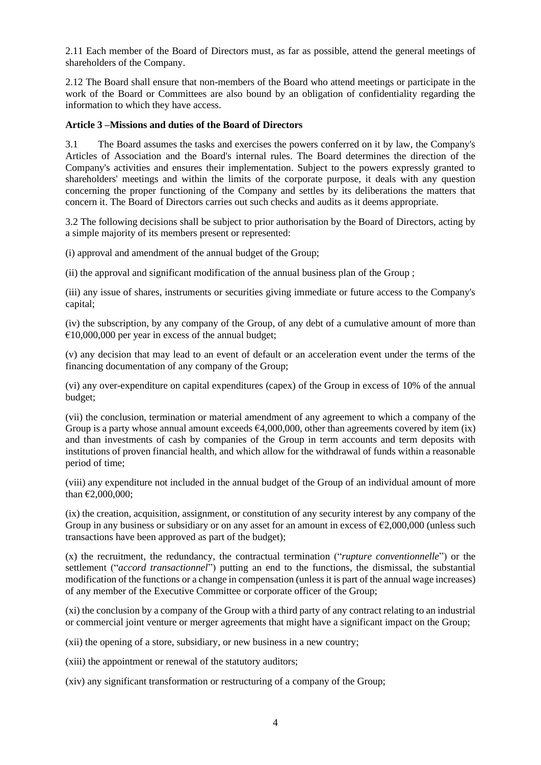2.11 Each member of the Board of Directors must, as far as possible, attend the general meetings of shareholders of the Company.

2.12 The Board shall ensure that non-members of the Board who attend meetings or participate in the work of the Board or Committees are also bound by an obligation of confidentiality regarding the information to which they have access.

**Article 3 –Missions and duties of the Board of Directors**

3.1 The Board assumes the tasks and exercises the powers conferred on it by law, the Company's Articles of Association and the Board's internal rules. The Board determines the direction of the Company's activities and ensures their implementation. Subject to the powers expressly granted to shareholders' meetings and within the limits of the corporate purpose, it deals with any question concerning the proper functioning of the Company and settles by its deliberations the matters that concern it. The Board of Directors carries out such checks and audits as it deems appropriate.

3.2 The following decisions shall be subject to prior authorisation by the Board of Directors, acting by a simple majority of its members present or represented:

(i) approval and amendment of the annual budget of the Group;

(ii) the approval and significant modification of the annual business plan of the Group ;

(iii) any issue of shares, instruments or securities giving immediate or future access to the Company's capital;

(iv) the subscription, by any company of the Group, of any debt of a cumulative amount of more than €10,000,000 per year in excess of the annual budget;

(v) any decision that may lead to an event of default or an acceleration event under the terms of the financing documentation of any company of the Group;

(vi) any over-expenditure on capital expenditures (capex) of the Group in excess of 10% of the annual budget;

(vii) the conclusion, termination or material amendment of any agreement to which a company of the Group is a party whose annual amount exceeds €4,000,000, other than agreements covered by item (ix) and than investments of cash by companies of the Group in term accounts and term deposits with institutions of proven financial health, and which allow for the withdrawal of funds within a reasonable period of time;

(viii) any expenditure not included in the annual budget of the Group of an individual amount of more than €2,000,000;

(ix) the creation, acquisition, assignment, or constitution of any security interest by any company of the Group in any business or subsidiary or on any asset for an amount in excess of €2,000,000 (unless such transactions have been approved as part of the budget);

(x) the recruitment, the redundancy, the contractual termination ("*rupture conventionnelle*") or the settlement ("*accord transactionnel*") putting an end to the functions, the dismissal, the substantial modification of the functions or a change in compensation (unless it is part of the annual wage increases) of any member of the Executive Committee or corporate officer of the Group;

(xi) the conclusion by a company of the Group with a third party of any contract relating to an industrial or commercial joint venture or merger agreements that might have a significant impact on the Group;

(xii) the opening of a store, subsidiary, or new business in a new country;

(xiii) the appointment or renewal of the statutory auditors;

(xiv) any significant transformation or restructuring of a company of the Group;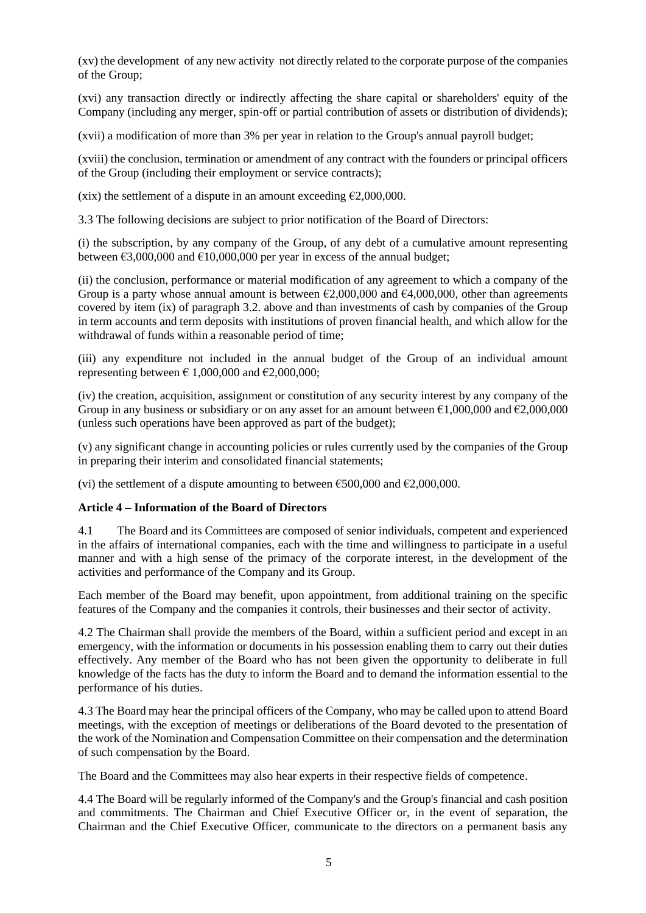(xv) the development of any new activity not directly related to the corporate purpose of the companies of the Group;

(xvi) any transaction directly or indirectly affecting the share capital or shareholders' equity of the Company (including any merger, spin-off or partial contribution of assets or distribution of dividends);

(xvii) a modification of more than 3% per year in relation to the Group's annual payroll budget;

(xviii) the conclusion, termination or amendment of any contract with the founders or principal officers of the Group (including their employment or service contracts);

(xix) the settlement of a dispute in an amount exceeding €2,000,000.

3.3 The following decisions are subject to prior notification of the Board of Directors:

(i) the subscription, by any company of the Group, of any debt of a cumulative amount representing between €3,000,000 and €10,000,000 per year in excess of the annual budget;

(ii) the conclusion, performance or material modification of any agreement to which a company of the Group is a party whose annual amount is between €2,000,000 and €4,000,000, other than agreements covered by item (ix) of paragraph 3.2. above and than investments of cash by companies of the Group in term accounts and term deposits with institutions of proven financial health, and which allow for the withdrawal of funds within a reasonable period of time;

(iii) any expenditure not included in the annual budget of the Group of an individual amount representing between € 1,000,000 and €2,000,000;

(iv) the creation, acquisition, assignment or constitution of any security interest by any company of the Group in any business or subsidiary or on any asset for an amount between €1,000,000 and €2,000,000 (unless such operations have been approved as part of the budget);

(v) any significant change in accounting policies or rules currently used by the companies of the Group in preparing their interim and consolidated financial statements;

(vi) the settlement of a dispute amounting to between €500,000 and €2,000,000.

**Article 4 – Information of the Board of Directors**

4.1 The Board and its Committees are composed of senior individuals, competent and experienced in the affairs of international companies, each with the time and willingness to participate in a useful manner and with a high sense of the primacy of the corporate interest, in the development of the activities and performance of the Company and its Group.

Each member of the Board may benefit, upon appointment, from additional training on the specific features of the Company and the companies it controls, their businesses and their sector of activity.

4.2 The Chairman shall provide the members of the Board, within a sufficient period and except in an emergency, with the information or documents in his possession enabling them to carry out their duties effectively. Any member of the Board who has not been given the opportunity to deliberate in full knowledge of the facts has the duty to inform the Board and to demand the information essential to the performance of his duties.

4.3 The Board may hear the principal officers of the Company, who may be called upon to attend Board meetings, with the exception of meetings or deliberations of the Board devoted to the presentation of the work of the Nomination and Compensation Committee on their compensation and the determination of such compensation by the Board.

The Board and the Committees may also hear experts in their respective fields of competence.

4.4 The Board will be regularly informed of the Company's and the Group's financial and cash position and commitments. The Chairman and Chief Executive Officer or, in the event of separation, the Chairman and the Chief Executive Officer, communicate to the directors on a permanent basis any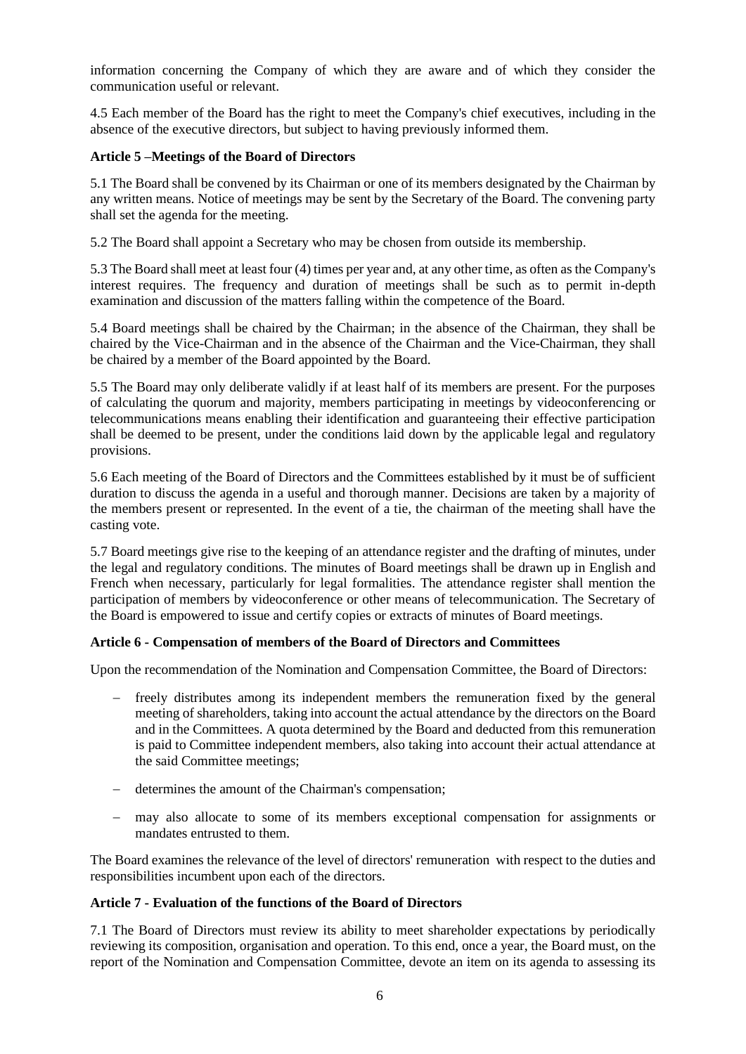information concerning the Company of which they are aware and of which they consider the communication useful or relevant.

4.5 Each member of the Board has the right to meet the Company's chief executives, including in the absence of the executive directors, but subject to having previously informed them.

**Article 5 –Meetings of the Board of Directors**

5.1 The Board shall be convened by its Chairman or one of its members designated by the Chairman by any written means. Notice of meetings may be sent by the Secretary of the Board. The convening party shall set the agenda for the meeting.

5.2 The Board shall appoint a Secretary who may be chosen from outside its membership.

5.3 The Board shall meet at least four (4) times per year and, at any other time, as often as the Company's interest requires. The frequency and duration of meetings shall be such as to permit in-depth examination and discussion of the matters falling within the competence of the Board.

5.4 Board meetings shall be chaired by the Chairman; in the absence of the Chairman, they shall be chaired by the Vice-Chairman and in the absence of the Chairman and the Vice-Chairman, they shall be chaired by a member of the Board appointed by the Board.

5.5 The Board may only deliberate validly if at least half of its members are present. For the purposes of calculating the quorum and majority, members participating in meetings by videoconferencing or telecommunications means enabling their identification and guaranteeing their effective participation shall be deemed to be present, under the conditions laid down by the applicable legal and regulatory provisions.

5.6 Each meeting of the Board of Directors and the Committees established by it must be of sufficient duration to discuss the agenda in a useful and thorough manner. Decisions are taken by a majority of the members present or represented. In the event of a tie, the chairman of the meeting shall have the casting vote.

5.7 Board meetings give rise to the keeping of an attendance register and the drafting of minutes, under the legal and regulatory conditions. The minutes of Board meetings shall be drawn up in English and French when necessary, particularly for legal formalities. The attendance register shall mention the participation of members by videoconference or other means of telecommunication. The Secretary of the Board is empowered to issue and certify copies or extracts of minutes of Board meetings.

**Article 6 - Compensation of members of the Board of Directors and Committees**

Upon the recommendation of the Nomination and Compensation Committee, the Board of Directors:

- freely distributes among its independent members the remuneration fixed by the general meeting of shareholders, taking into account the actual attendance by the directors on the Board and in the Committees. A quota determined by the Board and deducted from this remuneration is paid to Committee independent members, also taking into account their actual attendance at the said Committee meetings;
- determines the amount of the Chairman's compensation;
- may also allocate to some of its members exceptional compensation for assignments or mandates entrusted to them.

The Board examines the relevance of the level of directors' remuneration with respect to the duties and responsibilities incumbent upon each of the directors.

**Article 7 - Evaluation of the functions of the Board of Directors**

7.1 The Board of Directors must review its ability to meet shareholder expectations by periodically reviewing its composition, organisation and operation. To this end, once a year, the Board must, on the report of the Nomination and Compensation Committee, devote an item on its agenda to assessing its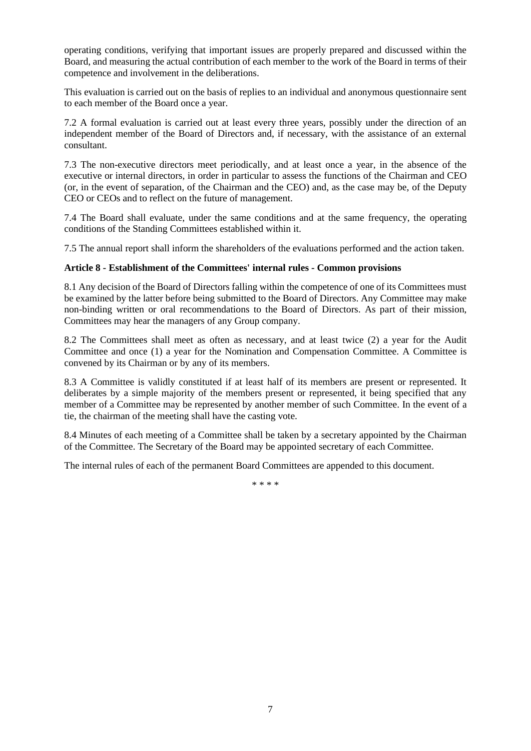operating conditions, verifying that important issues are properly prepared and discussed within the Board, and measuring the actual contribution of each member to the work of the Board in terms of their competence and involvement in the deliberations.

This evaluation is carried out on the basis of replies to an individual and anonymous questionnaire sent to each member of the Board once a year.

7.2 A formal evaluation is carried out at least every three years, possibly under the direction of an independent member of the Board of Directors and, if necessary, with the assistance of an external consultant.

7.3 The non-executive directors meet periodically, and at least once a year, in the absence of the executive or internal directors, in order in particular to assess the functions of the Chairman and CEO (or, in the event of separation, of the Chairman and the CEO) and, as the case may be, of the Deputy CEO or CEOs and to reflect on the future of management.

7.4 The Board shall evaluate, under the same conditions and at the same frequency, the operating conditions of the Standing Committees established within it.

7.5 The annual report shall inform the shareholders of the evaluations performed and the action taken.

**Article 8 - Establishment of the Committees' internal rules - Common provisions**

8.1 Any decision of the Board of Directors falling within the competence of one of its Committees must be examined by the latter before being submitted to the Board of Directors. Any Committee may make non-binding written or oral recommendations to the Board of Directors. As part of their mission, Committees may hear the managers of any Group company.

8.2 The Committees shall meet as often as necessary, and at least twice (2) a year for the Audit Committee and once (1) a year for the Nomination and Compensation Committee. A Committee is convened by its Chairman or by any of its members.

8.3 A Committee is validly constituted if at least half of its members are present or represented. It deliberates by a simple majority of the members present or represented, it being specified that any member of a Committee may be represented by another member of such Committee. In the event of a tie, the chairman of the meeting shall have the casting vote.

8.4 Minutes of each meeting of a Committee shall be taken by a secretary appointed by the Chairman of the Committee. The Secretary of the Board may be appointed secretary of each Committee.

The internal rules of each of the permanent Board Committees are appended to this document.

* * * *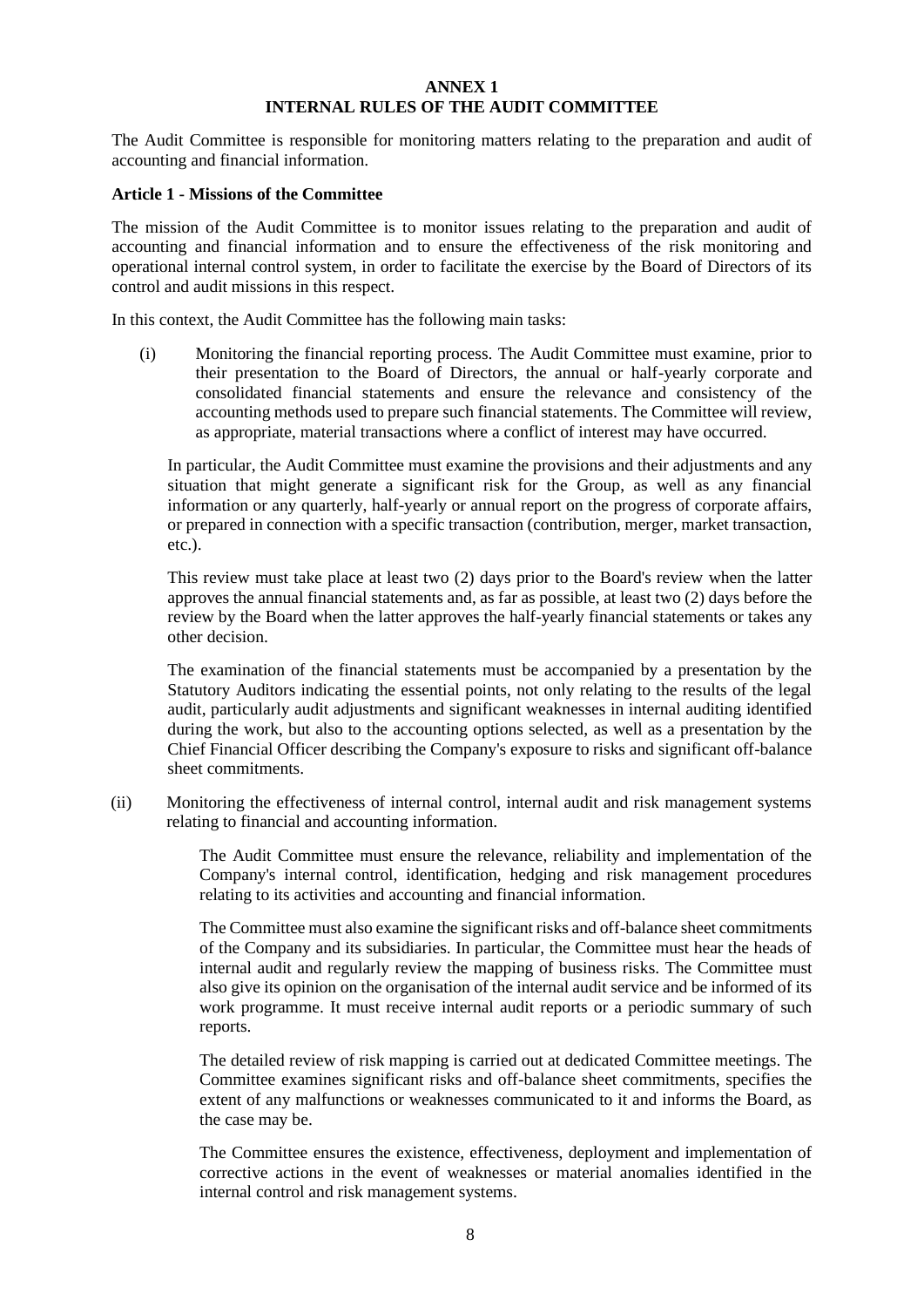# ANNEX 1
# INTERNAL RULES OF THE AUDIT COMMITTEE

The Audit Committee is responsible for monitoring matters relating to the preparation and audit of accounting and financial information.

**Article 1 - Missions of the Committee**

The mission of the Audit Committee is to monitor issues relating to the preparation and audit of accounting and financial information and to ensure the effectiveness of the risk monitoring and operational internal control system, in order to facilitate the exercise by the Board of Directors of its control and audit missions in this respect.

In this context, the Audit Committee has the following main tasks:

(i) Monitoring the financial reporting process. The Audit Committee must examine, prior to their presentation to the Board of Directors, the annual or half-yearly corporate and consolidated financial statements and ensure the relevance and consistency of the accounting methods used to prepare such financial statements. The Committee will review, as appropriate, material transactions where a conflict of interest may have occurred.

In particular, the Audit Committee must examine the provisions and their adjustments and any situation that might generate a significant risk for the Group, as well as any financial information or any quarterly, half-yearly or annual report on the progress of corporate affairs, or prepared in connection with a specific transaction (contribution, merger, market transaction, etc.).

This review must take place at least two (2) days prior to the Board's review when the latter approves the annual financial statements and, as far as possible, at least two (2) days before the review by the Board when the latter approves the half-yearly financial statements or takes any other decision.

The examination of the financial statements must be accompanied by a presentation by the Statutory Auditors indicating the essential points, not only relating to the results of the legal audit, particularly audit adjustments and significant weaknesses in internal auditing identified during the work, but also to the accounting options selected, as well as a presentation by the Chief Financial Officer describing the Company's exposure to risks and significant off-balance sheet commitments.

(ii) Monitoring the effectiveness of internal control, internal audit and risk management systems relating to financial and accounting information.

The Audit Committee must ensure the relevance, reliability and implementation of the Company's internal control, identification, hedging and risk management procedures relating to its activities and accounting and financial information.

The Committee must also examine the significant risks and off-balance sheet commitments of the Company and its subsidiaries. In particular, the Committee must hear the heads of internal audit and regularly review the mapping of business risks. The Committee must also give its opinion on the organisation of the internal audit service and be informed of its work programme. It must receive internal audit reports or a periodic summary of such reports.

The detailed review of risk mapping is carried out at dedicated Committee meetings. The Committee examines significant risks and off-balance sheet commitments, specifies the extent of any malfunctions or weaknesses communicated to it and informs the Board, as the case may be.

The Committee ensures the existence, effectiveness, deployment and implementation of corrective actions in the event of weaknesses or material anomalies identified in the internal control and risk management systems.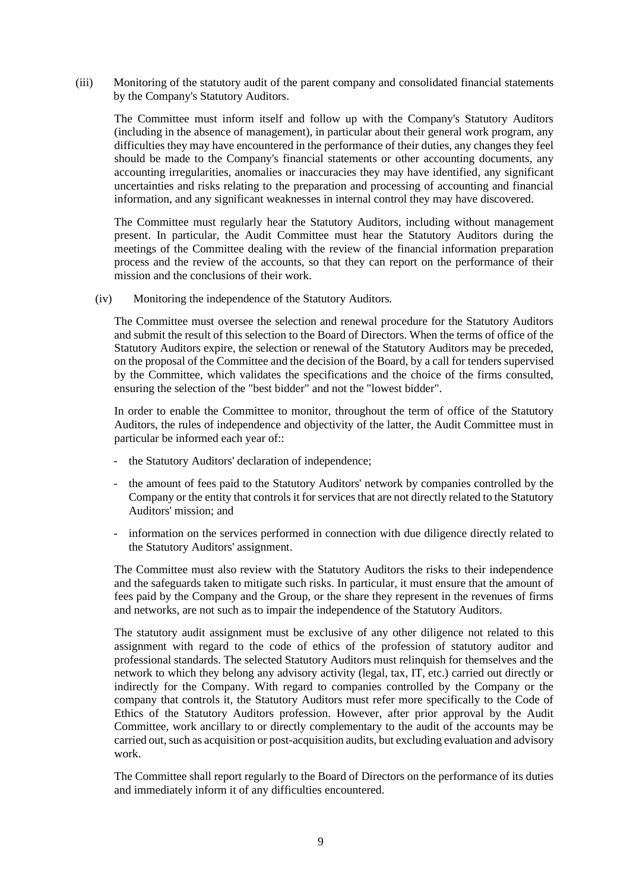(iii) Monitoring of the statutory audit of the parent company and consolidated financial statements by the Company's Statutory Auditors.

The Committee must inform itself and follow up with the Company's Statutory Auditors (including in the absence of management), in particular about their general work program, any difficulties they may have encountered in the performance of their duties, any changes they feel should be made to the Company's financial statements or other accounting documents, any accounting irregularities, anomalies or inaccuracies they may have identified, any significant uncertainties and risks relating to the preparation and processing of accounting and financial information, and any significant weaknesses in internal control they may have discovered.

The Committee must regularly hear the Statutory Auditors, including without management present. In particular, the Audit Committee must hear the Statutory Auditors during the meetings of the Committee dealing with the review of the financial information preparation process and the review of the accounts, so that they can report on the performance of their mission and the conclusions of their work.

(iv) Monitoring the independence of the Statutory Auditors.

The Committee must oversee the selection and renewal procedure for the Statutory Auditors and submit the result of this selection to the Board of Directors. When the terms of office of the Statutory Auditors expire, the selection or renewal of the Statutory Auditors may be preceded, on the proposal of the Committee and the decision of the Board, by a call for tenders supervised by the Committee, which validates the specifications and the choice of the firms consulted, ensuring the selection of the "best bidder" and not the "lowest bidder".

In order to enable the Committee to monitor, throughout the term of office of the Statutory Auditors, the rules of independence and objectivity of the latter, the Audit Committee must in particular be informed each year of::

- the Statutory Auditors' declaration of independence;
- the amount of fees paid to the Statutory Auditors' network by companies controlled by the Company or the entity that controls it for services that are not directly related to the Statutory Auditors' mission; and
- information on the services performed in connection with due diligence directly related to the Statutory Auditors' assignment.

The Committee must also review with the Statutory Auditors the risks to their independence and the safeguards taken to mitigate such risks. In particular, it must ensure that the amount of fees paid by the Company and the Group, or the share they represent in the revenues of firms and networks, are not such as to impair the independence of the Statutory Auditors.

The statutory audit assignment must be exclusive of any other diligence not related to this assignment with regard to the code of ethics of the profession of statutory auditor and professional standards. The selected Statutory Auditors must relinquish for themselves and the network to which they belong any advisory activity (legal, tax, IT, etc.) carried out directly or indirectly for the Company. With regard to companies controlled by the Company or the company that controls it, the Statutory Auditors must refer more specifically to the Code of Ethics of the Statutory Auditors profession. However, after prior approval by the Audit Committee, work ancillary to or directly complementary to the audit of the accounts may be carried out, such as acquisition or post-acquisition audits, but excluding evaluation and advisory work.

The Committee shall report regularly to the Board of Directors on the performance of its duties and immediately inform it of any difficulties encountered.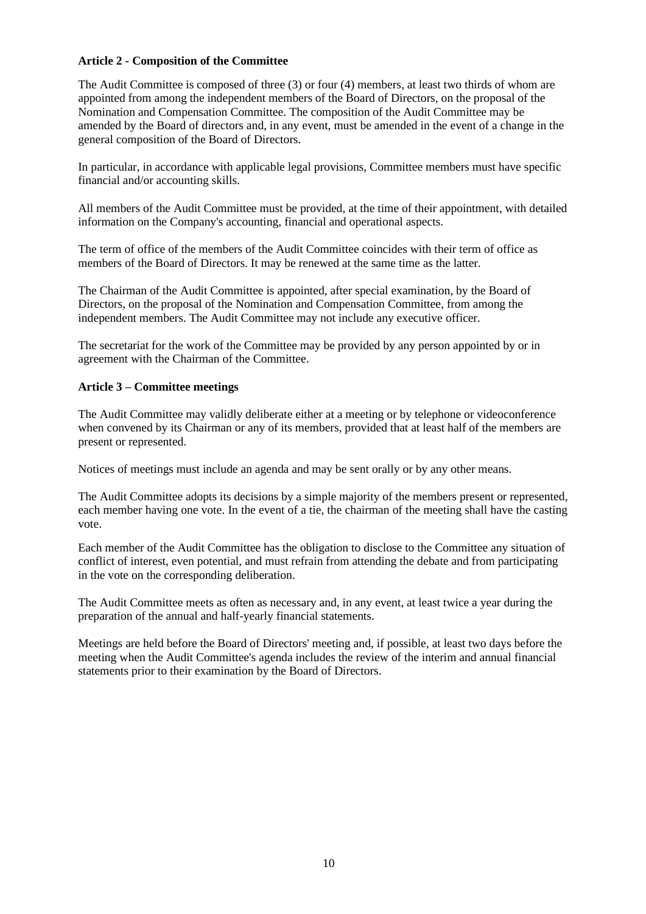**Article 2 - Composition of the Committee**

The Audit Committee is composed of three (3) or four (4) members, at least two thirds of whom are appointed from among the independent members of the Board of Directors, on the proposal of the Nomination and Compensation Committee. The composition of the Audit Committee may be amended by the Board of directors and, in any event, must be amended in the event of a change in the general composition of the Board of Directors.

In particular, in accordance with applicable legal provisions, Committee members must have specific financial and/or accounting skills.

All members of the Audit Committee must be provided, at the time of their appointment, with detailed information on the Company's accounting, financial and operational aspects.

The term of office of the members of the Audit Committee coincides with their term of office as members of the Board of Directors. It may be renewed at the same time as the latter.

The Chairman of the Audit Committee is appointed, after special examination, by the Board of Directors, on the proposal of the Nomination and Compensation Committee, from among the independent members. The Audit Committee may not include any executive officer.

The secretariat for the work of the Committee may be provided by any person appointed by or in agreement with the Chairman of the Committee.

**Article 3 – Committee meetings**

The Audit Committee may validly deliberate either at a meeting or by telephone or videoconference when convened by its Chairman or any of its members, provided that at least half of the members are present or represented.

Notices of meetings must include an agenda and may be sent orally or by any other means.

The Audit Committee adopts its decisions by a simple majority of the members present or represented, each member having one vote. In the event of a tie, the chairman of the meeting shall have the casting vote.

Each member of the Audit Committee has the obligation to disclose to the Committee any situation of conflict of interest, even potential, and must refrain from attending the debate and from participating in the vote on the corresponding deliberation.

The Audit Committee meets as often as necessary and, in any event, at least twice a year during the preparation of the annual and half-yearly financial statements.

Meetings are held before the Board of Directors' meeting and, if possible, at least two days before the meeting when the Audit Committee's agenda includes the review of the interim and annual financial statements prior to their examination by the Board of Directors.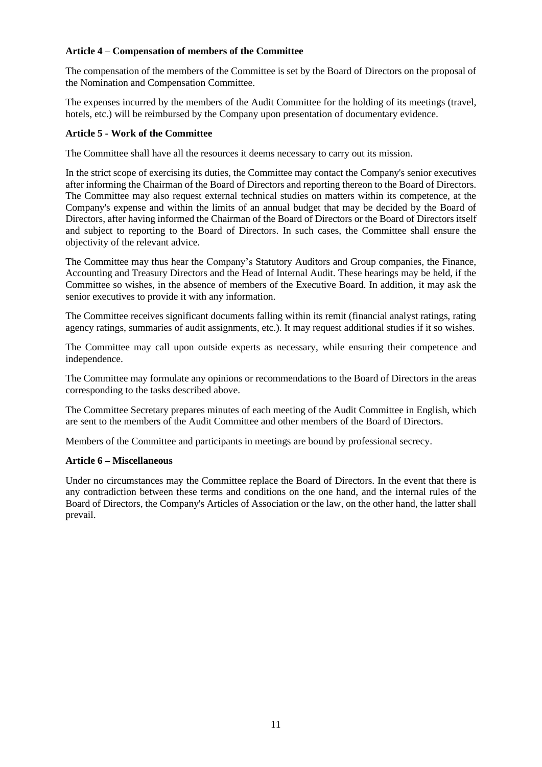**Article 4 – Compensation of members of the Committee**

The compensation of the members of the Committee is set by the Board of Directors on the proposal of the Nomination and Compensation Committee.

The expenses incurred by the members of the Audit Committee for the holding of its meetings (travel, hotels, etc.) will be reimbursed by the Company upon presentation of documentary evidence.

**Article 5 - Work of the Committee**

The Committee shall have all the resources it deems necessary to carry out its mission.

In the strict scope of exercising its duties, the Committee may contact the Company's senior executives after informing the Chairman of the Board of Directors and reporting thereon to the Board of Directors. The Committee may also request external technical studies on matters within its competence, at the Company's expense and within the limits of an annual budget that may be decided by the Board of Directors, after having informed the Chairman of the Board of Directors or the Board of Directors itself and subject to reporting to the Board of Directors. In such cases, the Committee shall ensure the objectivity of the relevant advice.

The Committee may thus hear the Company's Statutory Auditors and Group companies, the Finance, Accounting and Treasury Directors and the Head of Internal Audit. These hearings may be held, if the Committee so wishes, in the absence of members of the Executive Board. In addition, it may ask the senior executives to provide it with any information.

The Committee receives significant documents falling within its remit (financial analyst ratings, rating agency ratings, summaries of audit assignments, etc.). It may request additional studies if it so wishes.

The Committee may call upon outside experts as necessary, while ensuring their competence and independence.

The Committee may formulate any opinions or recommendations to the Board of Directors in the areas corresponding to the tasks described above.

The Committee Secretary prepares minutes of each meeting of the Audit Committee in English, which are sent to the members of the Audit Committee and other members of the Board of Directors.

Members of the Committee and participants in meetings are bound by professional secrecy.

**Article 6 – Miscellaneous**

Under no circumstances may the Committee replace the Board of Directors. In the event that there is any contradiction between these terms and conditions on the one hand, and the internal rules of the Board of Directors, the Company's Articles of Association or the law, on the other hand, the latter shall prevail.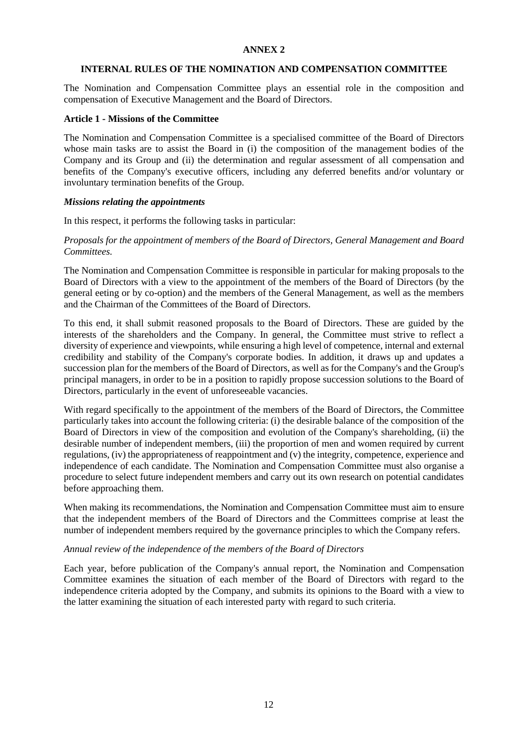**ANNEX 2**

**INTERNAL RULES OF THE NOMINATION AND COMPENSATION COMMITTEE**

The Nomination and Compensation Committee plays an essential role in the composition and compensation of Executive Management and the Board of Directors.

**Article 1 - Missions of the Committee**

The Nomination and Compensation Committee is a specialised committee of the Board of Directors whose main tasks are to assist the Board in (i) the composition of the management bodies of the Company and its Group and (ii) the determination and regular assessment of all compensation and benefits of the Company's executive officers, including any deferred benefits and/or voluntary or involuntary termination benefits of the Group.

***Missions relating the appointments***

In this respect, it performs the following tasks in particular:

*Proposals for the appointment of members of the Board of Directors, General Management and Board Committees.*

The Nomination and Compensation Committee is responsible in particular for making proposals to the Board of Directors with a view to the appointment of the members of the Board of Directors (by the general eeting or by co-option) and the members of the General Management, as well as the members and the Chairman of the Committees of the Board of Directors.

To this end, it shall submit reasoned proposals to the Board of Directors. These are guided by the interests of the shareholders and the Company. In general, the Committee must strive to reflect a diversity of experience and viewpoints, while ensuring a high level of competence, internal and external credibility and stability of the Company's corporate bodies. In addition, it draws up and updates a succession plan for the members of the Board of Directors, as well as for the Company's and the Group's principal managers, in order to be in a position to rapidly propose succession solutions to the Board of Directors, particularly in the event of unforeseeable vacancies.

With regard specifically to the appointment of the members of the Board of Directors, the Committee particularly takes into account the following criteria: (i) the desirable balance of the composition of the Board of Directors in view of the composition and evolution of the Company's shareholding, (ii) the desirable number of independent members, (iii) the proportion of men and women required by current regulations, (iv) the appropriateness of reappointment and (v) the integrity, competence, experience and independence of each candidate. The Nomination and Compensation Committee must also organise a procedure to select future independent members and carry out its own research on potential candidates before approaching them.

When making its recommendations, the Nomination and Compensation Committee must aim to ensure that the independent members of the Board of Directors and the Committees comprise at least the number of independent members required by the governance principles to which the Company refers.

*Annual review of the independence of the members of the Board of Directors*

Each year, before publication of the Company's annual report, the Nomination and Compensation Committee examines the situation of each member of the Board of Directors with regard to the independence criteria adopted by the Company, and submits its opinions to the Board with a view to the latter examining the situation of each interested party with regard to such criteria.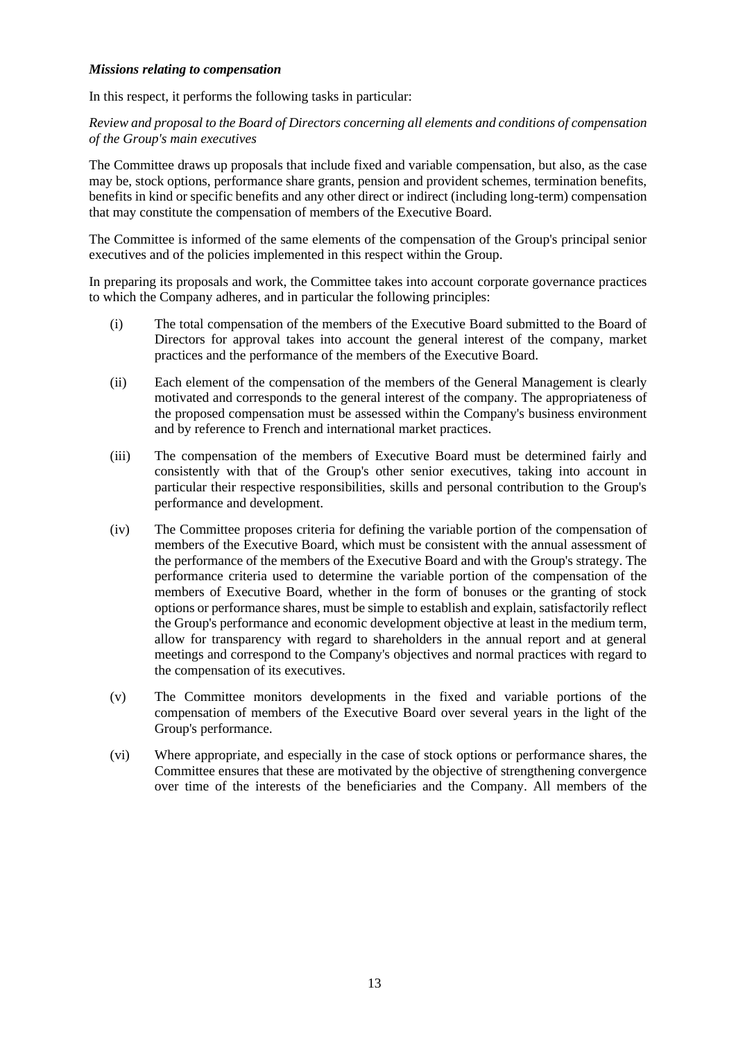***Missions relating to compensation***

In this respect, it performs the following tasks in particular:

*Review and proposal to the Board of Directors concerning all elements and conditions of compensation of the Group's main executives*

The Committee draws up proposals that include fixed and variable compensation, but also, as the case may be, stock options, performance share grants, pension and provident schemes, termination benefits, benefits in kind or specific benefits and any other direct or indirect (including long-term) compensation that may constitute the compensation of members of the Executive Board.

The Committee is informed of the same elements of the compensation of the Group's principal senior executives and of the policies implemented in this respect within the Group.

In preparing its proposals and work, the Committee takes into account corporate governance practices to which the Company adheres, and in particular the following principles:

(i) The total compensation of the members of the Executive Board submitted to the Board of Directors for approval takes into account the general interest of the company, market practices and the performance of the members of the Executive Board.

(ii) Each element of the compensation of the members of the General Management is clearly motivated and corresponds to the general interest of the company. The appropriateness of the proposed compensation must be assessed within the Company's business environment and by reference to French and international market practices.

(iii) The compensation of the members of Executive Board must be determined fairly and consistently with that of the Group's other senior executives, taking into account in particular their respective responsibilities, skills and personal contribution to the Group's performance and development.

(iv) The Committee proposes criteria for defining the variable portion of the compensation of members of the Executive Board, which must be consistent with the annual assessment of the performance of the members of the Executive Board and with the Group's strategy. The performance criteria used to determine the variable portion of the compensation of the members of Executive Board, whether in the form of bonuses or the granting of stock options or performance shares, must be simple to establish and explain, satisfactorily reflect the Group's performance and economic development objective at least in the medium term, allow for transparency with regard to shareholders in the annual report and at general meetings and correspond to the Company's objectives and normal practices with regard to the compensation of its executives.

(v) The Committee monitors developments in the fixed and variable portions of the compensation of members of the Executive Board over several years in the light of the Group's performance.

(vi) Where appropriate, and especially in the case of stock options or performance shares, the Committee ensures that these are motivated by the objective of strengthening convergence over time of the interests of the beneficiaries and the Company. All members of the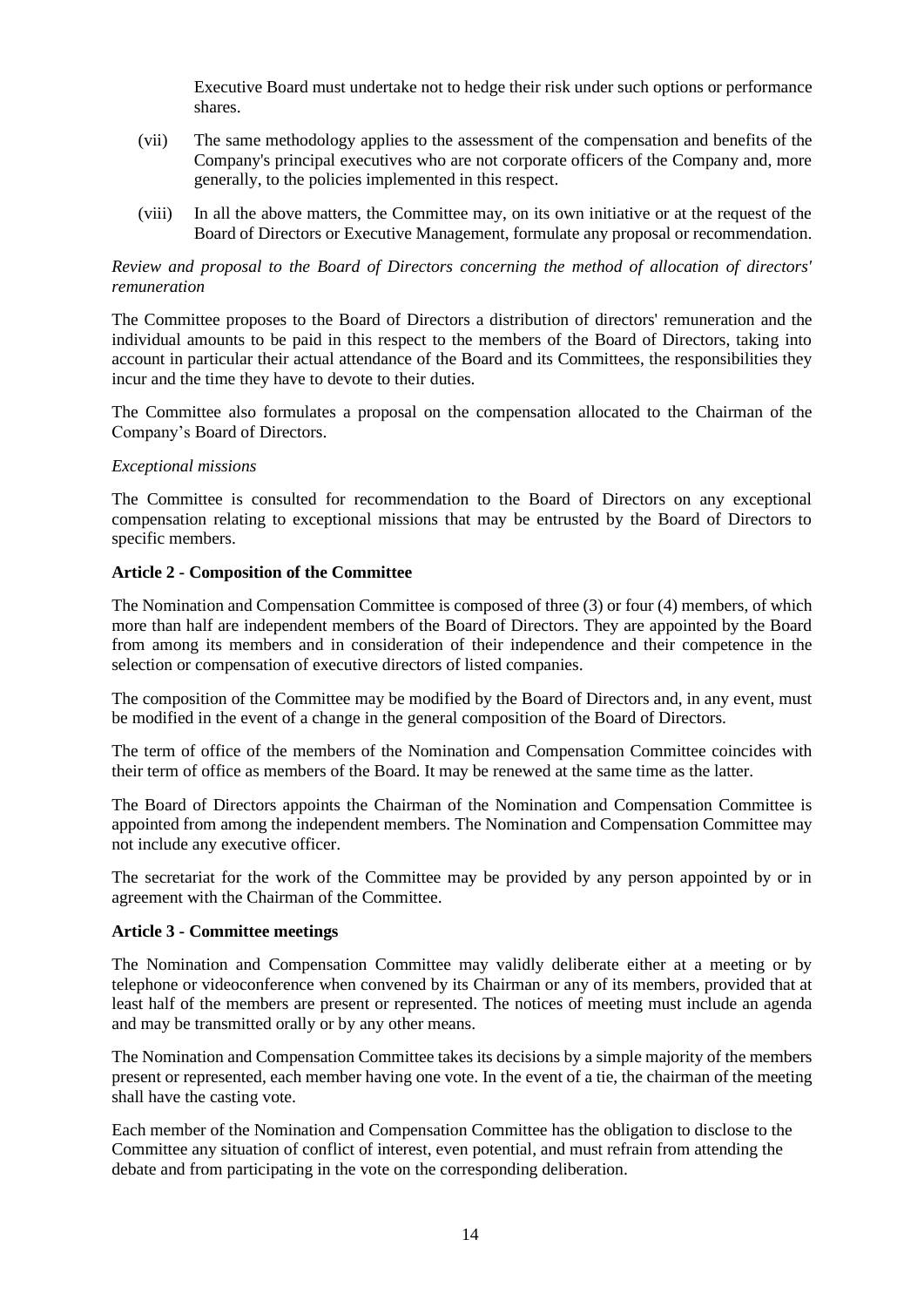Executive Board must undertake not to hedge their risk under such options or performance shares.

(vii) The same methodology applies to the assessment of the compensation and benefits of the Company's principal executives who are not corporate officers of the Company and, more generally, to the policies implemented in this respect.

(viii) In all the above matters, the Committee may, on its own initiative or at the request of the Board of Directors or Executive Management, formulate any proposal or recommendation.

*Review and proposal to the Board of Directors concerning the method of allocation of directors' remuneration*

The Committee proposes to the Board of Directors a distribution of directors' remuneration and the individual amounts to be paid in this respect to the members of the Board of Directors, taking into account in particular their actual attendance of the Board and its Committees, the responsibilities they incur and the time they have to devote to their duties.

The Committee also formulates a proposal on the compensation allocated to the Chairman of the Company's Board of Directors.

*Exceptional missions*

The Committee is consulted for recommendation to the Board of Directors on any exceptional compensation relating to exceptional missions that may be entrusted by the Board of Directors to specific members.

**Article 2 - Composition of the Committee**

The Nomination and Compensation Committee is composed of three (3) or four (4) members, of which more than half are independent members of the Board of Directors. They are appointed by the Board from among its members and in consideration of their independence and their competence in the selection or compensation of executive directors of listed companies.

The composition of the Committee may be modified by the Board of Directors and, in any event, must be modified in the event of a change in the general composition of the Board of Directors.

The term of office of the members of the Nomination and Compensation Committee coincides with their term of office as members of the Board. It may be renewed at the same time as the latter.

The Board of Directors appoints the Chairman of the Nomination and Compensation Committee is appointed from among the independent members. The Nomination and Compensation Committee may not include any executive officer.

The secretariat for the work of the Committee may be provided by any person appointed by or in agreement with the Chairman of the Committee.

**Article 3 - Committee meetings**

The Nomination and Compensation Committee may validly deliberate either at a meeting or by telephone or videoconference when convened by its Chairman or any of its members, provided that at least half of the members are present or represented. The notices of meeting must include an agenda and may be transmitted orally or by any other means.

The Nomination and Compensation Committee takes its decisions by a simple majority of the members present or represented, each member having one vote. In the event of a tie, the chairman of the meeting shall have the casting vote.

Each member of the Nomination and Compensation Committee has the obligation to disclose to the Committee any situation of conflict of interest, even potential, and must refrain from attending the debate and from participating in the vote on the corresponding deliberation.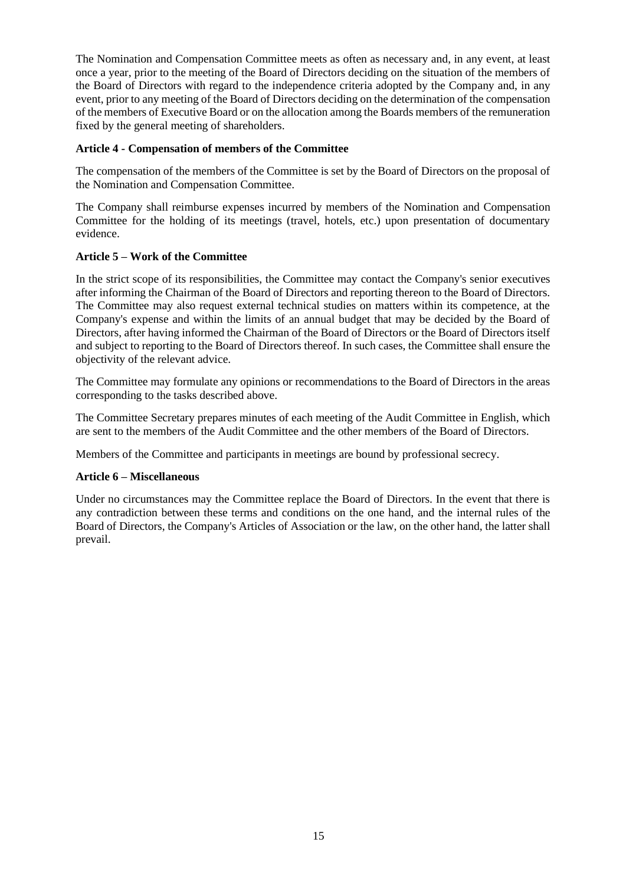The Nomination and Compensation Committee meets as often as necessary and, in any event, at least once a year, prior to the meeting of the Board of Directors deciding on the situation of the members of the Board of Directors with regard to the independence criteria adopted by the Company and, in any event, prior to any meeting of the Board of Directors deciding on the determination of the compensation of the members of Executive Board or on the allocation among the Boards members of the remuneration fixed by the general meeting of shareholders.

**Article 4 - Compensation of members of the Committee**

The compensation of the members of the Committee is set by the Board of Directors on the proposal of the Nomination and Compensation Committee.

The Company shall reimburse expenses incurred by members of the Nomination and Compensation Committee for the holding of its meetings (travel, hotels, etc.) upon presentation of documentary evidence.

**Article 5 – Work of the Committee**

In the strict scope of its responsibilities, the Committee may contact the Company's senior executives after informing the Chairman of the Board of Directors and reporting thereon to the Board of Directors. The Committee may also request external technical studies on matters within its competence, at the Company's expense and within the limits of an annual budget that may be decided by the Board of Directors, after having informed the Chairman of the Board of Directors or the Board of Directors itself and subject to reporting to the Board of Directors thereof. In such cases, the Committee shall ensure the objectivity of the relevant advice.

The Committee may formulate any opinions or recommendations to the Board of Directors in the areas corresponding to the tasks described above.

The Committee Secretary prepares minutes of each meeting of the Audit Committee in English, which are sent to the members of the Audit Committee and the other members of the Board of Directors.

Members of the Committee and participants in meetings are bound by professional secrecy.

**Article 6 – Miscellaneous**

Under no circumstances may the Committee replace the Board of Directors. In the event that there is any contradiction between these terms and conditions on the one hand, and the internal rules of the Board of Directors, the Company's Articles of Association or the law, on the other hand, the latter shall prevail.